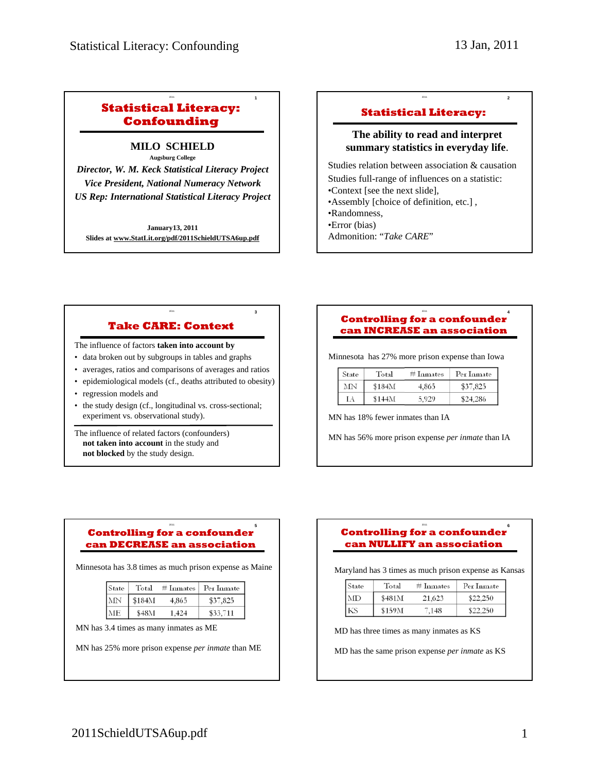# Statistical Literacy: Confounding

## Statistical Literacy: Confounding

**MILO SCHIELD**

**Augsburg College**

***Director, W. M. Keck Statistical Literacy Project***

***Vice President, National Numeracy Network***

***US Rep: International Statistical Literacy Project***

**January13, 2011**

**Slides at www.StatLit.org/pdf/2011SchieldUTSA6up.pdf**

## Statistical Literacy:

**The ability to read and interpret summary statistics in everyday life.**

Studies relation between association & causation

Studies full-range of influences on a statistic:
- Context [see the next slide],
- Assembly [choice of definition, etc.] ,
- Randomness,
- Error (bias)

Admonition: "*Take CARE*"

## Take CARE: Context

The influence of factors **taken into account by**
- data broken out by subgroups in tables and graphs
- averages, ratios and comparisons of averages and ratios
- epidemiological models (cf., deaths attributed to obesity)
- regression models and
- the study design (cf., longitudinal vs. cross-sectional; experiment vs. observational study).

The influence of related factors (confounders) **not taken into account** in the study and **not blocked** by the study design.

## Controlling for a confounder can INCREASE an association

Minnesota has 27% more prison expense than Iowa

| State | Total | # Inmates | Per Inmate |
|---|---|---|---|
| MN | $184M | 4,865 | $37,825 |
| IA | $144M | 5,929 | $24,286 |

MN has 18% fewer inmates than IA

MN has 56% more prison expense *per inmate* than IA

## Controlling for a confounder can DECREASE an association

Minnesota has 3.8 times as much prison expense as Maine

| State | Total | # Inmates | Per Inmate |
|---|---|---|---|
| MN | $184M | 4,865 | $37,825 |
| ME | $48M | 1,424 | $33,711 |

MN has 3.4 times as many inmates as ME

MN has 25% more prison expense *per inmate* than ME

## Controlling for a confounder can NULLIFY an association

Maryland has 3 times as much prison expense as Kansas

| State | Total | # Inmates | Per Inmate |
|---|---|---|---|
| MD | $481M | 21,623 | $22,250 |
| KS | $159M | 7,148 | $22,250 |

MD has three times as many inmates as KS

MD has the same prison expense *per inmate* as KS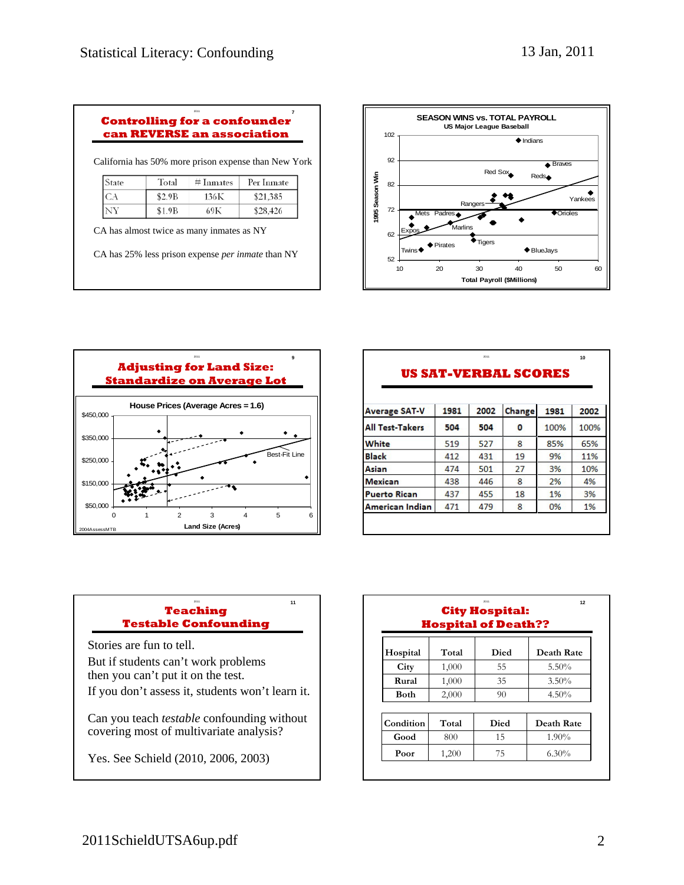## Controlling for a confounder can REVERSE an association

California has 50% more prison expense than New York

| State | Total | # Inmates | Per Inmate |
|---|---|---|---|
| CA | \$2.9B | 136K | \$21,385 |
| NY | \$1.9B | 69K | \$28,426 |

CA has almost twice as many inmates as NY

CA has 25% less prison expense *per inmate* than NY

**SEASON WINS vs. TOTAL PAYROLL**
US Major League Baseball

1995 Season Win vs. Total Payroll (\$Millions)

## Adjusting for Land Size: Standardize on Average Lot

House Prices (Average Acres = 1.6)

Land Size (Acres)

2004AssessMTB

## US SAT-VERBAL SCORES

| Average SAT-V | 1981 | 2002 | Change | 1981 | 2002 |
|---|---|---|---|---|---|
| All Test-Takers | 504 | 504 | 0 | 100% | 100% |
| White | 519 | 527 | 8 | 85% | 65% |
| Black | 412 | 431 | 19 | 9% | 11% |
| Asian | 474 | 501 | 27 | 3% | 10% |
| Mexican | 438 | 446 | 8 | 2% | 4% |
| Puerto Rican | 437 | 455 | 18 | 1% | 3% |
| American Indian | 471 | 479 | 8 | 0% | 1% |

## Teaching Testable Confounding

Stories are fun to tell.

But if students can't work problems then you can't put it on the test.

If you don't assess it, students won't learn it.

Can you teach *testable* confounding without covering most of multivariate analysis?

Yes. See Schield (2010, 2006, 2003)

## City Hospital: Hospital of Death??

| Hospital | Total | Died | Death Rate |
|---|---|---|---|
| City | 1,000 | 55 | 5.50% |
| Rural | 1,000 | 35 | 3.50% |
| Both | 2,000 | 90 | 4.50% |

| Condition | Total | Died | Death Rate |
|---|---|---|---|
| Good | 800 | 15 | 1.90% |
| Poor | 1,200 | 75 | 6.30% |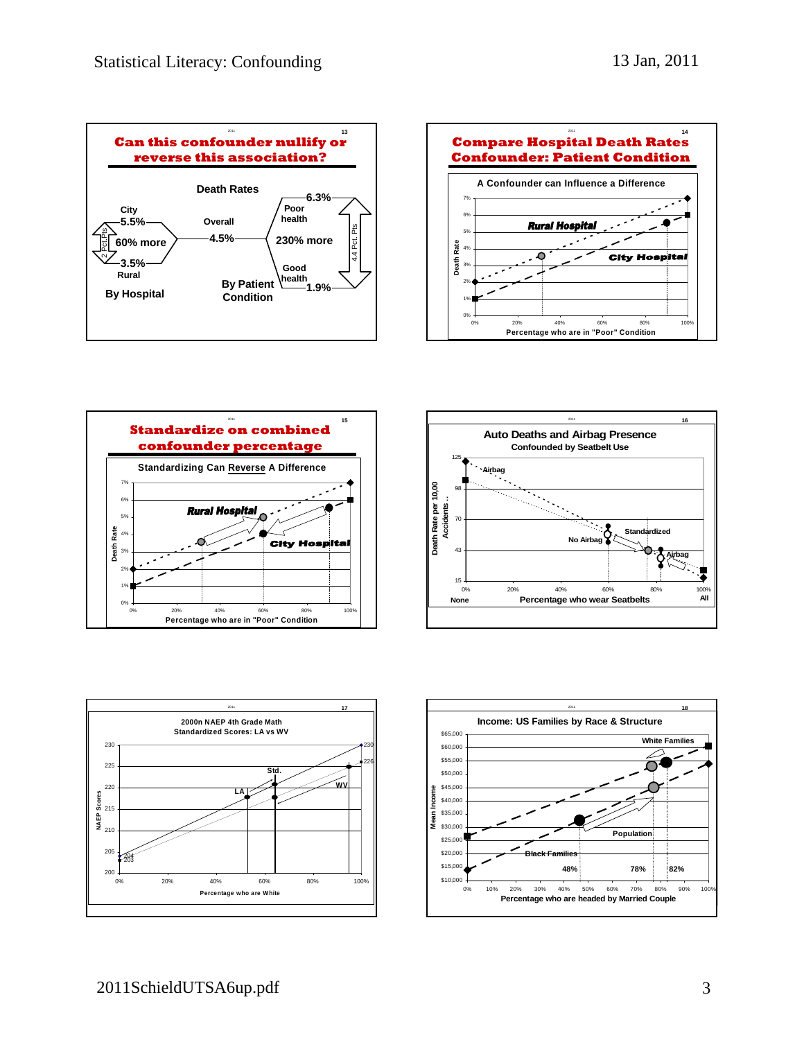## Slide 13: Can this confounder nullify or reverse this association?

**Death Rates**

- City 5.5%
- 60% more (2 Pct.Pts)
- Rural 3.5%
- **By Hospital**

- Overall 4.5%

- Poor health 6.3%
- 230% more (4.4 Pct. Pts)
- Good health 1.9%
- **By Patient Condition**

## Slide 14: Compare Hospital Death Rates Confounder: Patient Condition

**A Confounder can Influence a Difference**

Chart: Death Rate (0%–7%) vs. Percentage who are in "Poor" Condition (0%–100%). Lines: *Rural Hospital*, *City Hospital*.

## Slide 15: Standardize on combined confounder percentage

**Standardizing Can Reverse A Difference**

Chart: Death Rate (0%–7%) vs. Percentage who are in "Poor" Condition (0%–100%). Lines: *Rural Hospital*, *City Hospital*.

## Slide 16: Auto Deaths and Airbag Presence

**Confounded by Seatbelt Use**

Chart: Death Rate per 10,000 Accidents (15–125) vs. Percentage who wear Seatbelts (0% None – 100% All). Labels: Airbag, No Airbag, Standardized, Airbag.

## Slide 17: 2000n NAEP 4th Grade Math Standardized Scores: LA vs WV

Chart: NAEP Scores (200–230) vs. Percentage who are White (0%–100%). Labels: LA, Std., WV; endpoint values 204, 203, 230, 226.

## Slide 18: Income: US Families by Race & Structure

Chart: Mean Income ($10,000–$65,000) vs. Percentage who are headed by Married Couple (0%–100%). Labels: White Families, Population, Black Families; 48%, 78%, 82%.

2011SchieldUTSA6up.pdf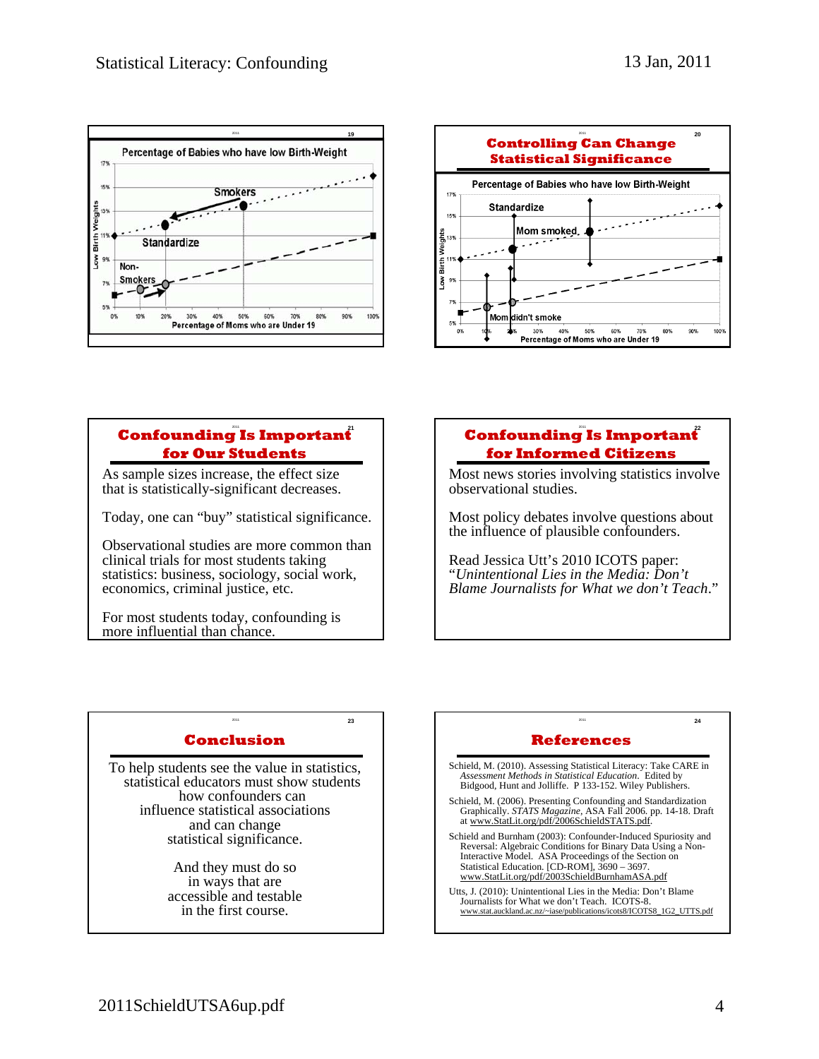## Percentage of Babies who have low Birth-Weight

Low Birth Weights

17%
15%
13%
11%
9%
7%
5%

Smokers

Standardize

Non-Smokers

0% 10% 20% 30% 40% 50% 60% 70% 80% 90% 100%

Percentage of Moms who are Under 19

## Controlling Can Change Statistical Significance

Percentage of Babies who have low Birth-Weight

Low Birth Weights

17%
15%
13%
11%
9%
7%
5%

Standardize

Mom smoked

Mom didn't smoke

0% 10% 20% 30% 40% 50% 60% 70% 80% 90% 100%

Percentage of Moms who are Under 19

## Confounding Is Important for Our Students

As sample sizes increase, the effect size that is statistically-significant decreases.

Today, one can "buy" statistical significance.

Observational studies are more common than clinical trials for most students taking statistics: business, sociology, social work, economics, criminal justice, etc.

For most students today, confounding is more influential than chance.

## Confounding Is Important for Informed Citizens

Most news stories involving statistics involve observational studies.

Most policy debates involve questions about the influence of plausible confounders.

Read Jessica Utt's 2010 ICOTS paper: "*Unintentional Lies in the Media: Don't Blame Journalists for What we don't Teach*."

## Conclusion

To help students see the value in statistics, statistical educators must show students how confounders can influence statistical associations and can change statistical significance.

And they must do so in ways that are accessible and testable in the first course.

## References

Schield, M. (2010). Assessing Statistical Literacy: Take CARE in *Assessment Methods in Statistical Education*. Edited by Bidgood, Hunt and Jolliffe. P 133-152. Wiley Publishers.

Schield, M. (2006). Presenting Confounding and Standardization Graphically. *STATS Magazine*, ASA Fall 2006. pp. 14-18. Draft at www.StatLit.org/pdf/2006SchieldSTATS.pdf.

Schield and Burnham (2003): Confounder-Induced Spuriosity and Reversal: Algebraic Conditions for Binary Data Using a Non-Interactive Model. ASA Proceedings of the Section on Statistical Education. [CD-ROM], 3690 – 3697. www.StatLit.org/pdf/2003SchieldBurnhamASA.pdf

Utts, J. (2010): Unintentional Lies in the Media: Don't Blame Journalists for What we don't Teach. ICOTS-8. www.stat.auckland.ac.nz/~iase/publications/icots8/ICOTS8_1G2_UTTS.pdf